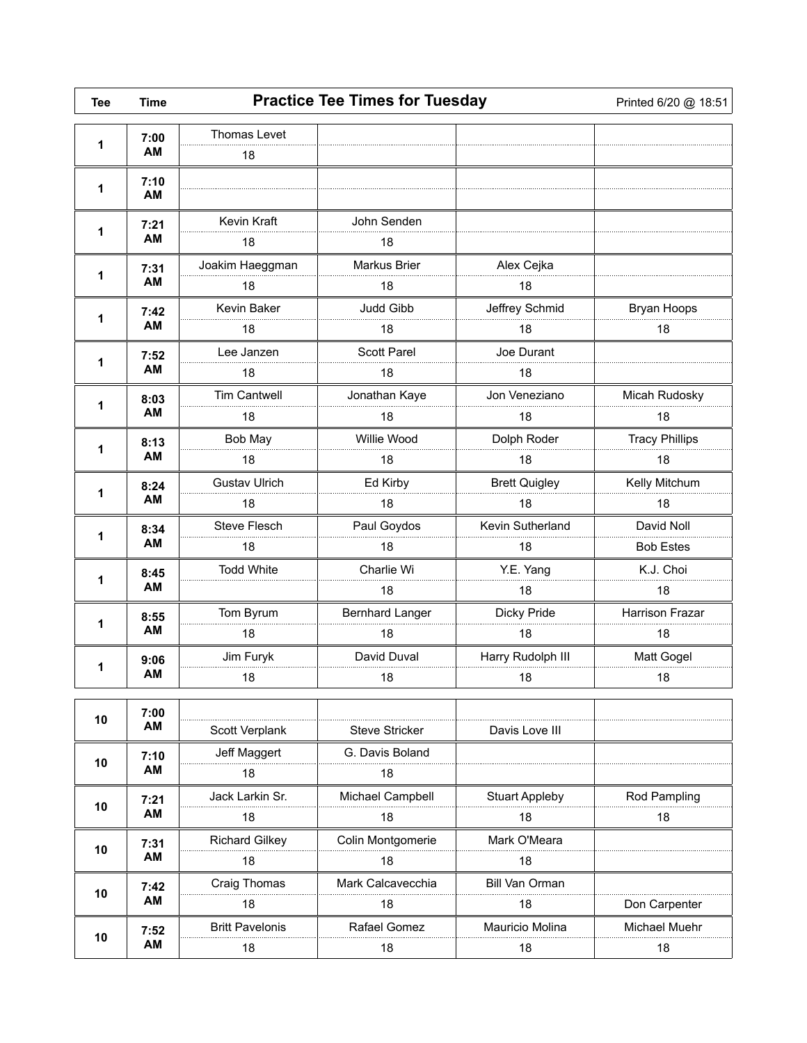# Practice Tee Times for Tuesday

Printed 6/20 @ 18:51

| Tee | Time | | | | |
|---|---|---|---|---|---|
| 1 | 7:00 AM | Thomas Levet<br>18 | | | |
| 1 | 7:10 AM | | | | |
| 1 | 7:21 AM | Kevin Kraft<br>18 | John Senden<br>18 | | |
| 1 | 7:31 AM | Joakim Haeggman<br>18 | Markus Brier<br>18 | Alex Cejka<br>18 | |
| 1 | 7:42 AM | Kevin Baker<br>18 | Judd Gibb<br>18 | Jeffrey Schmid<br>18 | Bryan Hoops<br>18 |
| 1 | 7:52 AM | Lee Janzen<br>18 | Scott Parel<br>18 | Joe Durant<br>18 | |
| 1 | 8:03 AM | Tim Cantwell<br>18 | Jonathan Kaye<br>18 | Jon Veneziano<br>18 | Micah Rudosky<br>18 |
| 1 | 8:13 AM | Bob May<br>18 | Willie Wood<br>18 | Dolph Roder<br>18 | Tracy Phillips<br>18 |
| 1 | 8:24 AM | Gustav Ulrich<br>18 | Ed Kirby<br>18 | Brett Quigley<br>18 | Kelly Mitchum<br>18 |
| 1 | 8:34 AM | Steve Flesch<br>18 | Paul Goydos<br>18 | Kevin Sutherland<br>18 | David Noll<br>Bob Estes |
| 1 | 8:45 AM | Todd White | Charlie Wi<br>18 | Y.E. Yang<br>18 | K.J. Choi<br>18 |
| 1 | 8:55 AM | Tom Byrum<br>18 | Bernhard Langer<br>18 | Dicky Pride<br>18 | Harrison Frazar<br>18 |
| 1 | 9:06 AM | Jim Furyk<br>18 | David Duval<br>18 | Harry Rudolph III<br>18 | Matt Gogel<br>18 |
| 10 | 7:00 AM | Scott Verplank | Steve Stricker | Davis Love III | |
| 10 | 7:10 AM | Jeff Maggert<br>18 | G. Davis Boland<br>18 | | |
| 10 | 7:21 AM | Jack Larkin Sr.<br>18 | Michael Campbell<br>18 | Stuart Appleby<br>18 | Rod Pampling<br>18 |
| 10 | 7:31 AM | Richard Gilkey<br>18 | Colin Montgomerie<br>18 | Mark O'Meara<br>18 | |
| 10 | 7:42 AM | Craig Thomas<br>18 | Mark Calcavecchia<br>18 | Bill Van Orman<br>18 | Don Carpenter |
| 10 | 7:52 AM | Britt Pavelonis<br>18 | Rafael Gomez<br>18 | Mauricio Molina<br>18 | Michael Muehr<br>18 |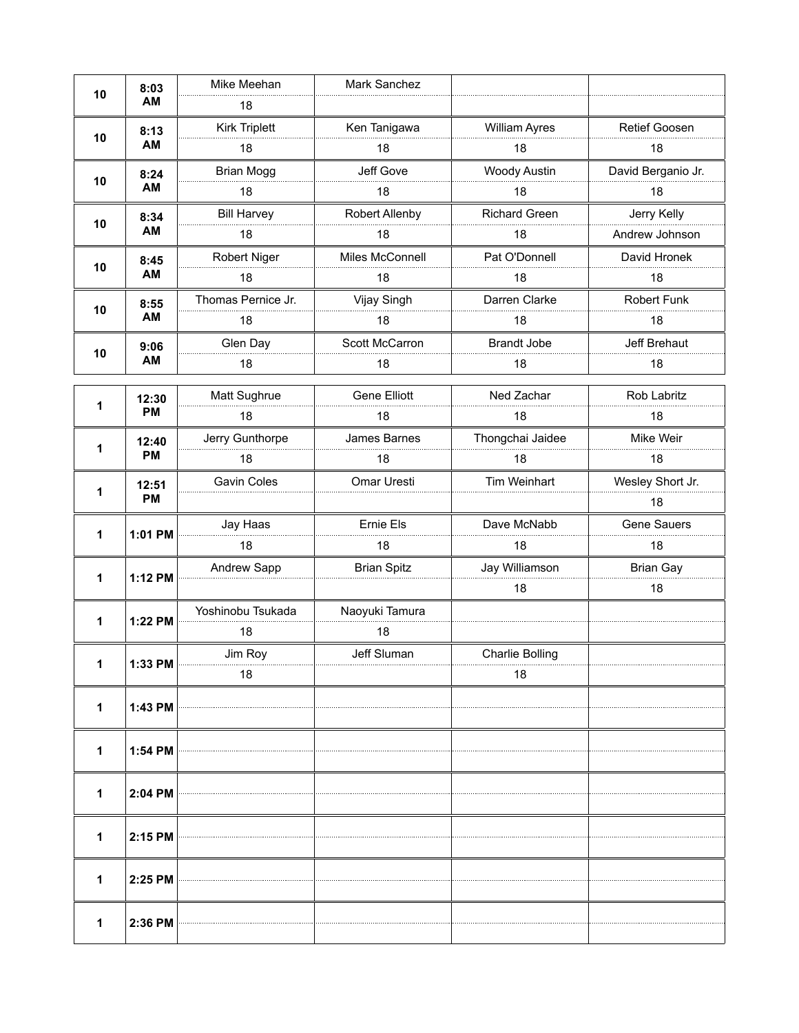| Tee | Time | Player 1 | Player 2 | Player 3 | Player 4 |
|---|---|---|---|---|---|
| 10 | 8:03 AM | Mike Meehan | Mark Sanchez | | |
| | | 18 | | | |
| 10 | 8:13 AM | Kirk Triplett | Ken Tanigawa | William Ayres | Retief Goosen |
| | | 18 | 18 | 18 | 18 |
| 10 | 8:24 AM | Brian Mogg | Jeff Gove | Woody Austin | David Berganio Jr. |
| | | 18 | 18 | 18 | 18 |
| 10 | 8:34 AM | Bill Harvey | Robert Allenby | Richard Green | Jerry Kelly |
| | | 18 | 18 | 18 | Andrew Johnson |
| 10 | 8:45 AM | Robert Niger | Miles McConnell | Pat O'Donnell | David Hronek |
| | | 18 | 18 | 18 | 18 |
| 10 | 8:55 AM | Thomas Pernice Jr. | Vijay Singh | Darren Clarke | Robert Funk |
| | | 18 | 18 | 18 | 18 |
| 10 | 9:06 AM | Glen Day | Scott McCarron | Brandt Jobe | Jeff Brehaut |
| | | 18 | 18 | 18 | 18 |

| Tee | Time | Player 1 | Player 2 | Player 3 | Player 4 |
|---|---|---|---|---|---|
| 1 | 12:30 PM | Matt Sughrue | Gene Elliott | Ned Zachar | Rob Labritz |
| | | 18 | 18 | 18 | 18 |
| 1 | 12:40 PM | Jerry Gunthorpe | James Barnes | Thongchai Jaidee | Mike Weir |
| | | 18 | 18 | 18 | 18 |
| 1 | 12:51 PM | Gavin Coles | Omar Uresti | Tim Weinhart | Wesley Short Jr. |
| | | | | | 18 |
| 1 | 1:01 PM | Jay Haas | Ernie Els | Dave McNabb | Gene Sauers |
| | | 18 | 18 | 18 | 18 |
| 1 | 1:12 PM | Andrew Sapp | Brian Spitz | Jay Williamson | Brian Gay |
| | | | | 18 | 18 |
| 1 | 1:22 PM | Yoshinobu Tsukada | Naoyuki Tamura | | |
| | | 18 | 18 | | |
| 1 | 1:33 PM | Jim Roy | Jeff Sluman | Charlie Bolling | |
| | | 18 | | 18 | |
| 1 | 1:43 PM | | | | |
| 1 | 1:54 PM | | | | |
| 1 | 2:04 PM | | | | |
| 1 | 2:15 PM | | | | |
| 1 | 2:25 PM | | | | |
| 1 | 2:36 PM | | | | |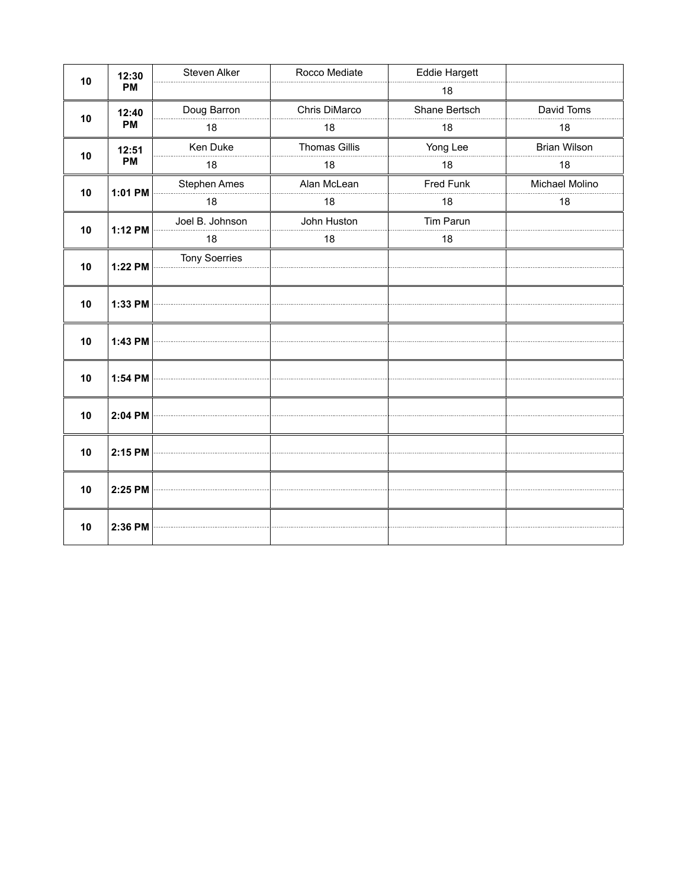| | | | | | |
|---|---|---|---|---|---|
| 10 | 12:30 PM | Steven Alker | Rocco Mediate | Eddie Hargett | |
| | | | | 18 | |
| 10 | 12:40 PM | Doug Barron | Chris DiMarco | Shane Bertsch | David Toms |
| | | 18 | 18 | 18 | 18 |
| 10 | 12:51 PM | Ken Duke | Thomas Gillis | Yong Lee | Brian Wilson |
| | | 18 | 18 | 18 | 18 |
| 10 | 1:01 PM | Stephen Ames | Alan McLean | Fred Funk | Michael Molino |
| | | 18 | 18 | 18 | 18 |
| 10 | 1:12 PM | Joel B. Johnson | John Huston | Tim Parun | |
| | | 18 | 18 | 18 | |
| 10 | 1:22 PM | Tony Soerries | | | |
| | | | | | |
| 10 | 1:33 PM | | | | |
| | | | | | |
| 10 | 1:43 PM | | | | |
| | | | | | |
| 10 | 1:54 PM | | | | |
| | | | | | |
| 10 | 2:04 PM | | | | |
| | | | | | |
| 10 | 2:15 PM | | | | |
| | | | | | |
| 10 | 2:25 PM | | | | |
| | | | | | |
| 10 | 2:36 PM | | | | |
| | | | | | |